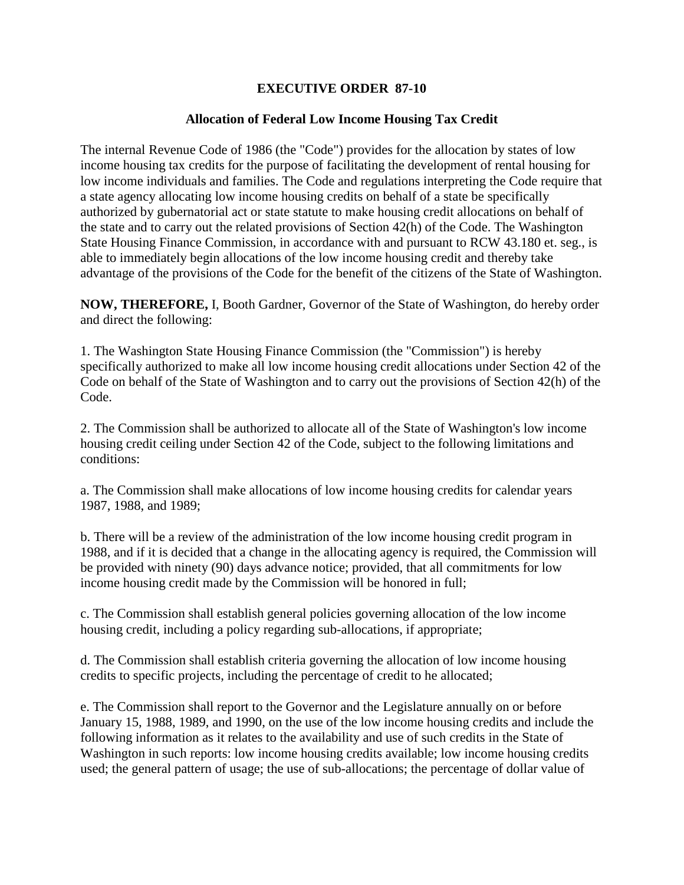# EXECUTIVE ORDER 87-10

## Allocation of Federal Low Income Housing Tax Credit

The internal Revenue Code of 1986 (the "Code") provides for the allocation by states of low income housing tax credits for the purpose of facilitating the development of rental housing for low income individuals and families. The Code and regulations interpreting the Code require that a state agency allocating low income housing credits on behalf of a state be specifically authorized by gubernatorial act or state statute to make housing credit allocations on behalf of the state and to carry out the related provisions of Section 42(h) of the Code. The Washington State Housing Finance Commission, in accordance with and pursuant to RCW 43.180 et. seg., is able to immediately begin allocations of the low income housing credit and thereby take advantage of the provisions of the Code for the benefit of the citizens of the State of Washington.

**NOW, THEREFORE,** I, Booth Gardner, Governor of the State of Washington, do hereby order and direct the following:

1. The Washington State Housing Finance Commission (the "Commission") is hereby specifically authorized to make all low income housing credit allocations under Section 42 of the Code on behalf of the State of Washington and to carry out the provisions of Section 42(h) of the Code.

2. The Commission shall be authorized to allocate all of the State of Washington's low income housing credit ceiling under Section 42 of the Code, subject to the following limitations and conditions:

a. The Commission shall make allocations of low income housing credits for calendar years 1987, 1988, and 1989;

b. There will be a review of the administration of the low income housing credit program in 1988, and if it is decided that a change in the allocating agency is required, the Commission will be provided with ninety (90) days advance notice; provided, that all commitments for low income housing credit made by the Commission will be honored in full;

c. The Commission shall establish general policies governing allocation of the low income housing credit, including a policy regarding sub-allocations, if appropriate;

d. The Commission shall establish criteria governing the allocation of low income housing credits to specific projects, including the percentage of credit to he allocated;

e. The Commission shall report to the Governor and the Legislature annually on or before January 15, 1988, 1989, and 1990, on the use of the low income housing credits and include the following information as it relates to the availability and use of such credits in the State of Washington in such reports: low income housing credits available; low income housing credits used; the general pattern of usage; the use of sub-allocations; the percentage of dollar value of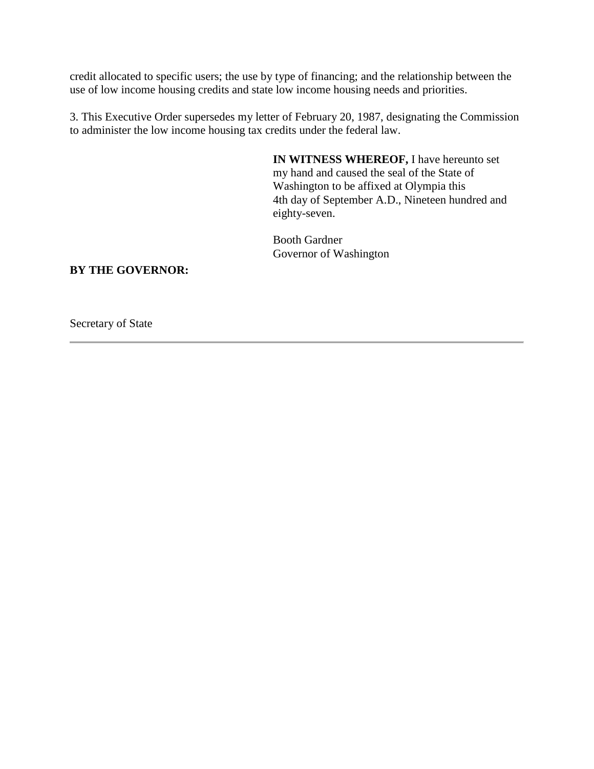credit allocated to specific users; the use by type of financing; and the relationship between the use of low income housing credits and state low income housing needs and priorities.

3. This Executive Order supersedes my letter of February 20, 1987, designating the Commission to administer the low income housing tax credits under the federal law.

**IN WITNESS WHEREOF,** I have hereunto set my hand and caused the seal of the State of Washington to be affixed at Olympia this 4th day of September A.D., Nineteen hundred and eighty-seven.

Booth Gardner
Governor of Washington

**BY THE GOVERNOR:**

Secretary of State

---